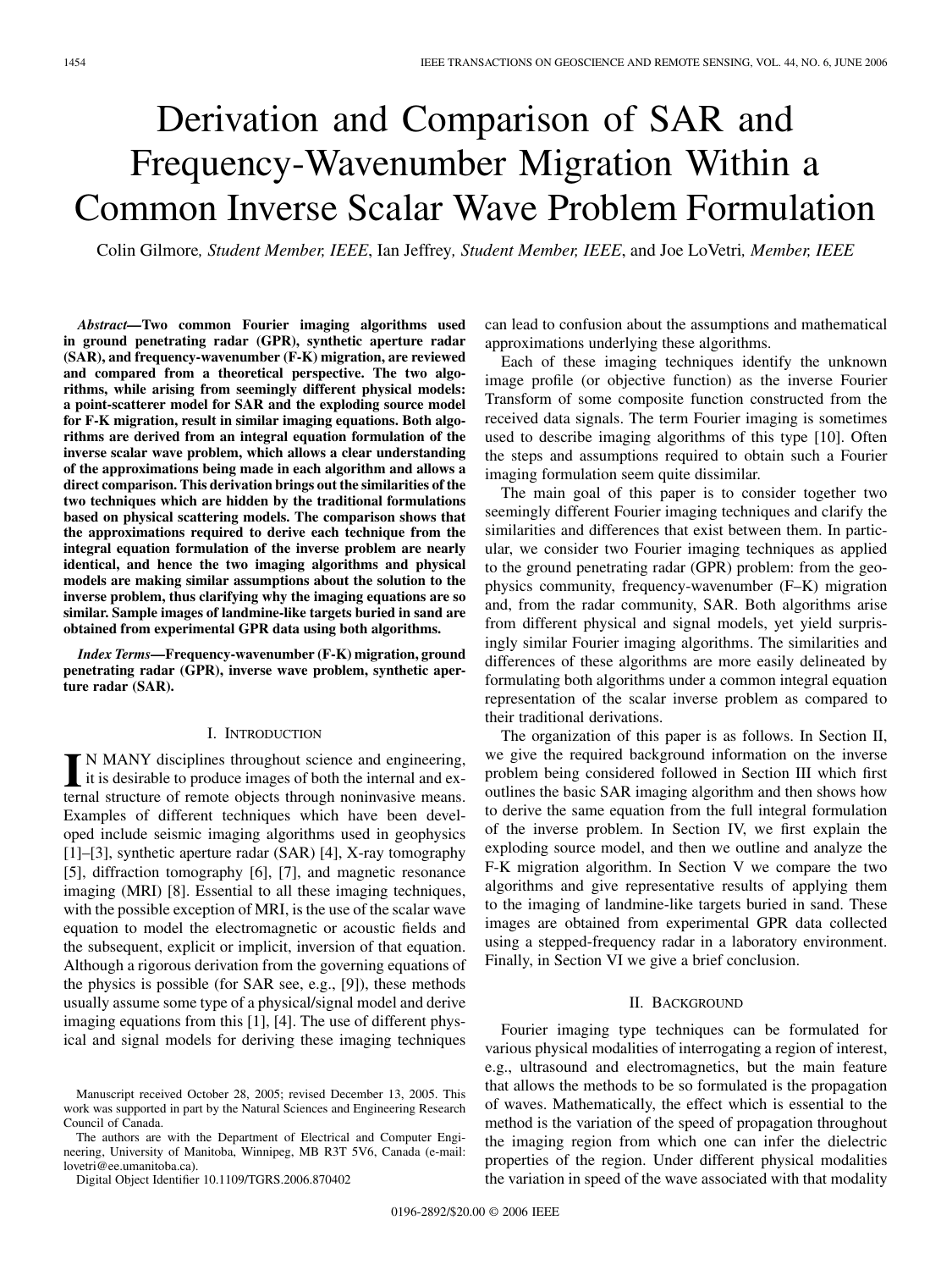# Derivation and Comparison of SAR and Frequency-Wavenumber Migration Within a Common Inverse Scalar Wave Problem Formulation

Colin Gilmore, *Student Member, IEEE*, Ian Jeffrey, *Student Member, IEEE*, and Joe LoVetri, *Member, IEEE*

***Abstract*—Two common Fourier imaging algorithms used in ground penetrating radar (GPR), synthetic aperture radar (SAR), and frequency-wavenumber (F-K) migration, are reviewed and compared from a theoretical perspective. The two algorithms, while arising from seemingly different physical models: a point-scatterer model for SAR and the exploding source model for F-K migration, result in similar imaging equations. Both algorithms are derived from an integral equation formulation of the inverse scalar wave problem, which allows a clear understanding of the approximations being made in each algorithm and allows a direct comparison. This derivation brings out the similarities of the two techniques which are hidden by the traditional formulations based on physical scattering models. The comparison shows that the approximations required to derive each technique from the integral equation formulation of the inverse problem are nearly identical, and hence the two imaging algorithms and physical models are making similar assumptions about the solution to the inverse problem, thus clarifying why the imaging equations are so similar. Sample images of landmine-like targets buried in sand are obtained from experimental GPR data using both algorithms.**

***Index Terms*—Frequency-wavenumber (F-K) migration, ground penetrating radar (GPR), inverse wave problem, synthetic aperture radar (SAR).**

## I. Introduction

In MANY disciplines throughout science and engineering, it is desirable to produce images of both the internal and external structure of remote objects through noninvasive means. Examples of different techniques which have been developed include seismic imaging algorithms used in geophysics [1]–[3], synthetic aperture radar (SAR) [4], X-ray tomography [5], diffraction tomography [6], [7], and magnetic resonance imaging (MRI) [8]. Essential to all these imaging techniques, with the possible exception of MRI, is the use of the scalar wave equation to model the electromagnetic or acoustic fields and the subsequent, explicit or implicit, inversion of that equation. Although a rigorous derivation from the governing equations of the physics is possible (for SAR see, e.g., [9]), these methods usually assume some type of a physical/signal model and derive imaging equations from this [1], [4]. The use of different physical and signal models for deriving these imaging techniques can lead to confusion about the assumptions and mathematical approximations underlying these algorithms.

Each of these imaging techniques identify the unknown image profile (or objective function) as the inverse Fourier Transform of some composite function constructed from the received data signals. The term Fourier imaging is sometimes used to describe imaging algorithms of this type [10]. Often the steps and assumptions required to obtain such a Fourier imaging formulation seem quite dissimilar.

The main goal of this paper is to consider together two seemingly different Fourier imaging techniques and clarify the similarities and differences that exist between them. In particular, we consider two Fourier imaging techniques as applied to the ground penetrating radar (GPR) problem: from the geophysics community, frequency-wavenumber (F–K) migration and, from the radar community, SAR. Both algorithms arise from different physical and signal models, yet yield surprisingly similar Fourier imaging algorithms. The similarities and differences of these algorithms are more easily delineated by formulating both algorithms under a common integral equation representation of the scalar inverse problem as compared to their traditional derivations.

The organization of this paper is as follows. In Section II, we give the required background information on the inverse problem being considered followed in Section III which first outlines the basic SAR imaging algorithm and then shows how to derive the same equation from the full integral formulation of the inverse problem. In Section IV, we first explain the exploding source model, and then we outline and analyze the F-K migration algorithm. In Section V we compare the two algorithms and give representative results of applying them to the imaging of landmine-like targets buried in sand. These images are obtained from experimental GPR data collected using a stepped-frequency radar in a laboratory environment. Finally, in Section VI we give a brief conclusion.

## II. Background

Fourier imaging type techniques can be formulated for various physical modalities of interrogating a region of interest, e.g., ultrasound and electromagnetics, but the main feature that allows the methods to be so formulated is the propagation of waves. Mathematically, the effect which is essential to the method is the variation of the speed of propagation throughout the imaging region from which one can infer the dielectric properties of the region. Under different physical modalities the variation in speed of the wave associated with that modality

---

Manuscript received October 28, 2005; revised December 13, 2005. This work was supported in part by the Natural Sciences and Engineering Research Council of Canada.

The authors are with the Department of Electrical and Computer Engineering, University of Manitoba, Winnipeg, MB R3T 5V6, Canada (e-mail: lovetri@ee.umanitoba.ca).

Digital Object Identifier 10.1109/TGRS.2006.870402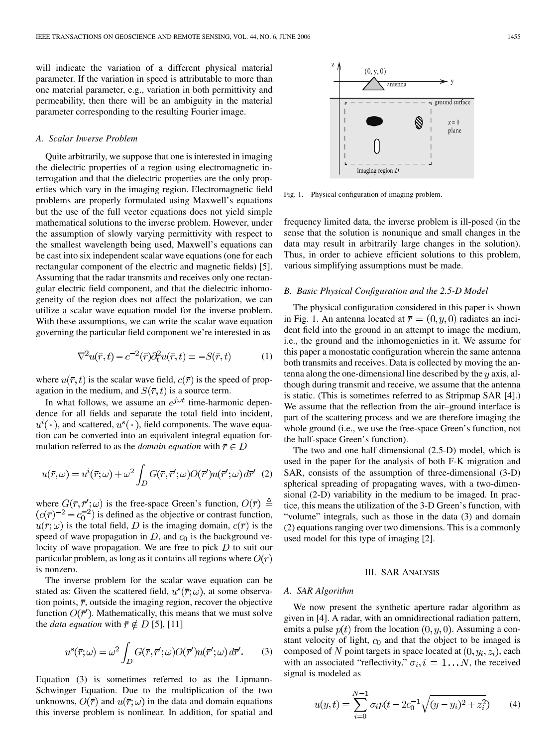will indicate the variation of a different physical material parameter. If the variation in speed is attributable to more than one material parameter, e.g., variation in both permittivity and permeability, then there will be an ambiguity in the material parameter corresponding to the resulting Fourier image.

### A. Scalar Inverse Problem

Quite arbitrarily, we suppose that one is interested in imaging the dielectric properties of a region using electromagnetic interrogation and that the dielectric properties are the only properties which vary in the imaging region. Electromagnetic field problems are properly formulated using Maxwell's equations but the use of the full vector equations does not yield simple mathematical solutions to the inverse problem. However, under the assumption of slowly varying permittivity with respect to the smallest wavelength being used, Maxwell's equations can be cast into six independent scalar wave equations (one for each rectangular component of the electric and magnetic fields) [5]. Assuming that the radar transmits and receives only one rectangular electric field component, and that the dielectric inhomogeneity of the region does not affect the polarization, we can utilize a scalar wave equation model for the inverse problem. With these assumptions, we can write the scalar wave equation governing the particular field component we're interested in as

$$\nabla^2 u(\bar{r}, t) - c^{-2}(\bar{r})\partial_t^2 u(\bar{r}, t) = -S(\bar{r}, t) \tag{1}$$

where $u(\bar{r}, t)$ is the scalar wave field, $c(\bar{r})$ is the speed of propagation in the medium, and $S(\bar{r}, t)$ is a source term.

In what follows, we assume an $e^{j\omega t}$ time-harmonic dependence for all fields and separate the total field into incident, $u^i(\cdot)$, and scattered, $u^s(\cdot)$, field components. The wave equation can be converted into an equivalent integral equation formulation referred to as the *domain equation* with $\bar{r} \in D$

$$u(\bar{r}, \omega) = u^i(\bar{r}; \omega) + \omega^2 \int_D G(\bar{r}, \bar{r}'; \omega) O(\bar{r}') u(\bar{r}'; \omega)\, d\bar{r}' \tag{2}$$

where $G(\bar{r}, \bar{r}'; \omega)$ is the free-space Green's function, $O(\bar{r}) \triangleq (c(\bar{r})^{-2} - c_0^{-2})$ is defined as the objective or contrast function, $u(\bar{r}; \omega)$ is the total field, $D$ is the imaging domain, $c(\bar{r})$ is the speed of wave propagation in $D$, and $c_0$ is the background velocity of wave propagation. We are free to pick $D$ to suit our particular problem, as long as it contains all regions where $O(\bar{r})$ is nonzero.

The inverse problem for the scalar wave equation can be stated as: Given the scattered field, $u^s(\bar{r}; \omega)$, at some observation points, $\bar{r}$, outside the imaging region, recover the objective function $O(\bar{r}')$. Mathematically, this means that we must solve the *data equation* with $\bar{r} \notin D$ [5], [11]

$$u^s(\bar{r}; \omega) = \omega^2 \int_D G(\bar{r}, \bar{r}'; \omega) O(\bar{r}') u(\bar{r}'; \omega)\, d\bar{r}'. \tag{3}$$

Equation (3) is sometimes referred to as the Lipmann-Schwinger Equation. Due to the multiplication of the two unknowns, $O(\bar{r})$ and $u(\bar{r}; \omega)$ in the data and domain equations this inverse problem is nonlinear. In addition, for spatial and frequency limited data, the inverse problem is ill-posed (in the sense that the solution is nonunique and small changes in the data may result in arbitrarily large changes in the solution). Thus, in order to achieve efficient solutions to this problem, various simplifying assumptions must be made.

Fig. 1. Physical configuration of imaging problem.

### B. Basic Physical Configuration and the 2.5-D Model

The physical configuration considered in this paper is shown in Fig. 1. An antenna located at $\bar{r} = (0, y, 0)$ radiates an incident field into the ground in an attempt to image the medium, i.e., the ground and the inhomogenieties in it. We assume for this paper a monostatic configuration wherein the same antenna both transmits and receives. Data is collected by moving the antenna along the one-dimensional line described by the $y$ axis, although during transmit and receive, we assume that the antenna is static. (This is sometimes referred to as Stripmap SAR [4].) We assume that the reflection from the air–ground interface is part of the scattering process and we are therefore imaging the whole ground (i.e., we use the free-space Green's function, not the half-space Green's function).

The two and one half dimensional (2.5-D) model, which is used in the paper for the analysis of both F-K migration and SAR, consists of the assumption of three-dimensional (3-D) spherical spreading of propagating waves, with a two-dimensional (2-D) variability in the medium to be imaged. In practice, this means the utilization of the 3-D Green's function, with "volume" integrals, such as those in the data (3) and domain (2) equations ranging over two dimensions. This is a commonly used model for this type of imaging [2].

## III. SAR Analysis

### A. SAR Algorithm

We now present the synthetic aperture radar algorithm as given in [4]. A radar, with an omnidirectional radiation pattern, emits a pulse $p(t)$ from the location $(0, y, 0)$. Assuming a constant velocity of light, $c_0$ and that the object to be imaged is composed of $N$ point targets in space located at $(0, y_i, z_i)$, each with an associated "reflectivity," $\sigma_i, i = 1 \ldots N$, the received signal is modeled as

$$u(y, t) = \sum_{i=0}^{N-1} \sigma_i p(t - 2c_0^{-1}\sqrt{(y - y_i)^2 + z_i^2}) \tag{4}$$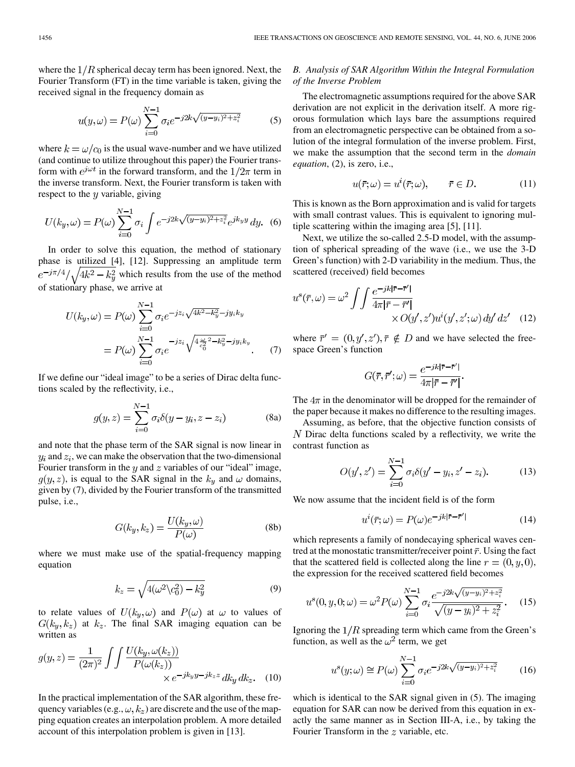where the $1/R$ spherical decay term has been ignored. Next, the Fourier Transform (FT) in the time variable is taken, giving the received signal in the frequency domain as

$$u(y,\omega) = P(\omega)\sum_{i=0}^{N-1}\sigma_i e^{-j2k\sqrt{(y-y_i)^2+z_i^2}} \tag{5}$$

where $k = \omega/c_0$ is the usual wave-number and we have utilized (and continue to utilize throughout this paper) the Fourier transform with $e^{j\omega t}$ in the forward transform, and the $1/2\pi$ term in the inverse transform. Next, the Fourier transform is taken with respect to the $y$ variable, giving

$$U(k_y,\omega) = P(\omega)\sum_{i=0}^{N-1}\sigma_i \int e^{-j2k\sqrt{(y-y_i)^2+z_i^2}} e^{jk_y y}\, dy. \tag{6}$$

In order to solve this equation, the method of stationary phase is utilized [4], [12]. Suppressing an amplitude term $e^{-j\pi/4}/\sqrt{4k^2-k_y^2}$ which results from the use of the method of stationary phase, we arrive at

$$\begin{aligned} U(k_y,\omega) &= P(\omega)\sum_{i=0}^{N-1}\sigma_i e^{-jz_i\sqrt{4k^2-k_y^2}-jy_ik_y} \\ &= P(\omega)\sum_{i=0}^{N-1}\sigma_i e^{-jz_i\sqrt{4\frac{\omega^2}{c_0^2}-k_y^2}-jy_ik_y}. \end{aligned} \tag{7}$$

If we define our "ideal image" to be a series of Dirac delta functions scaled by the reflectivity, i.e.,

$$g(y,z) = \sum_{i=0}^{N-1}\sigma_i\delta(y-y_i, z-z_i) \tag{8a}$$

and note that the phase term of the SAR signal is now linear in $y_i$ and $z_i$, we can make the observation that the two-dimensional Fourier transform in the $y$ and $z$ variables of our "ideal" image, $g(y,z)$, is equal to the SAR signal in the $k_y$ and $\omega$ domains, given by (7), divided by the Fourier transform of the transmitted pulse, i.e.,

$$G(k_y,k_z) = \frac{U(k_y,\omega)}{P(\omega)} \tag{8b}$$

where we must make use of the spatial-frequency mapping equation

$$k_z = \sqrt{4(\omega^2 \backslash c_0^2) - k_y^2} \tag{9}$$

to relate values of $U(k_y,\omega)$ and $P(\omega)$ at $\omega$ to values of $G(k_y,k_z)$ at $k_z$. The final SAR imaging equation can be written as

$$g(y,z) = \frac{1}{(2\pi)^2}\int\int \frac{U(k_y,\omega(k_z))}{P(\omega(k_z))} \times e^{-jk_y y - jk_z z}\, dk_y\, dk_z. \tag{10}$$

In the practical implementation of the SAR algorithm, these frequency variables (e.g., $\omega, k_z$) are discrete and the use of the mapping equation creates an interpolation problem. A more detailed account of this interpolation problem is given in [13].

### B. Analysis of SAR Algorithm Within the Integral Formulation of the Inverse Problem

The electromagnetic assumptions required for the above SAR derivation are not explicit in the derivation itself. A more rigorous formulation which lays bare the assumptions required from an electromagnetic perspective can be obtained from a solution of the integral formulation of the inverse problem. First, we make the assumption that the second term in the *domain equation*, (2), is zero, i.e.,

$$u(\bar{r};\omega) = u^i(\bar{r};\omega), \qquad \bar{r} \in D. \tag{11}$$

This is known as the Born approximation and is valid for targets with small contrast values. This is equivalent to ignoring multiple scattering within the imaging area [5], [11].

Next, we utilize the so-called 2.5-D model, with the assumption of spherical spreading of the wave (i.e., we use the 3-D Green's function) with 2-D variability in the medium. Thus, the scattered (received) field becomes

$$u^s(\bar{r},\omega) = \omega^2 \int\int \frac{e^{-jk|\bar{r}-\bar{r}'|}}{4\pi|\bar{r}-\bar{r}'|} \times O(y',z')u^i(y',z';\omega)\, dy'\, dz' \tag{12}$$

where $\bar{r}' = (0,y',z'), \bar{r} \notin D$ and we have selected the free-space Green's function

$$G(\bar{r},\bar{r}';\omega) = \frac{e^{-jk|\bar{r}-\bar{r}'|}}{4\pi|\bar{r}-\bar{r}'|}.$$

The $4\pi$ in the denominator will be dropped for the remainder of the paper because it makes no difference to the resulting images.

Assuming, as before, that the objective function consists of $N$ Dirac delta functions scaled by a reflectivity, we write the contrast function as

$$O(y',z') = \sum_{i=0}^{N-1}\sigma_i\delta(y'-y_i, z'-z_i). \tag{13}$$

We now assume that the incident field is of the form

$$u^i(\bar{r};\omega) = P(\omega)e^{-jk|\bar{r}-\bar{r}'|} \tag{14}$$

which represents a family of nondecaying spherical waves centred at the monostatic transmitter/receiver point $\bar{r}$. Using the fact that the scattered field is collected along the line $r = (0,y,0)$, the expression for the received scattered field becomes

$$u^s(0,y,0;\omega) = \omega^2 P(\omega)\sum_{i=0}^{N-1}\sigma_i\frac{e^{-j2k\sqrt{(y-y_i)^2+z_i^2}}}{\sqrt{(y-y_i)^2+z_i^2}}. \tag{15}$$

Ignoring the $1/R$ spreading term which came from the Green's function, as well as the $\omega^2$ term, we get

$$u^s(y;\omega) \cong P(\omega)\sum_{i=0}^{N-1}\sigma_i e^{-j2k\sqrt{(y-y_i)^2+z_i^2}} \tag{16}$$

which is identical to the SAR signal given in (5). The imaging equation for SAR can now be derived from this equation in exactly the same manner as in Section III-A, i.e., by taking the Fourier Transform in the $z$ variable, etc.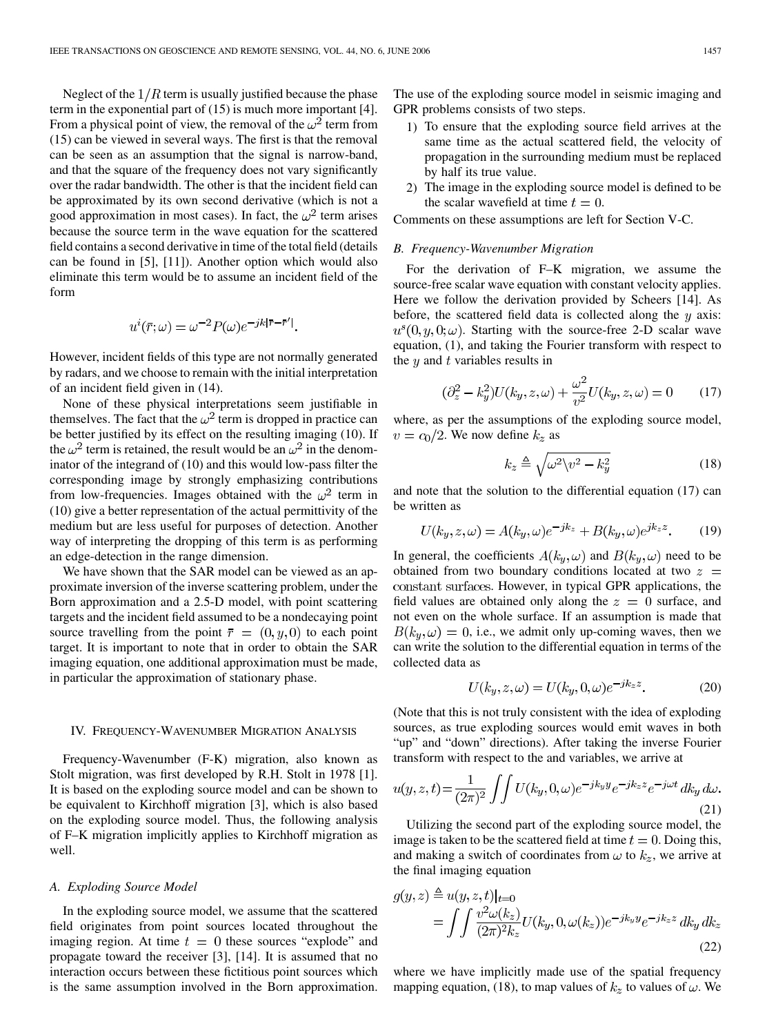Neglect of the $1/R$ term is usually justified because the phase term in the exponential part of (15) is much more important [4]. From a physical point of view, the removal of the $\omega^2$ term from (15) can be viewed in several ways. The first is that the removal can be seen as an assumption that the signal is narrow-band, and that the square of the frequency does not vary significantly over the radar bandwidth. The other is that the incident field can be approximated by its own second derivative (which is not a good approximation in most cases). In fact, the $\omega^2$ term arises because the source term in the wave equation for the scattered field contains a second derivative in time of the total field (details can be found in [5], [11]). Another option which would also eliminate this term would be to assume an incident field of the form

$$u^i(\bar{r};\omega) = \omega^{-2} P(\omega) e^{-jk|\bar{r}-\bar{r}'|}.$$

However, incident fields of this type are not normally generated by radars, and we choose to remain with the initial interpretation of an incident field given in (14).

None of these physical interpretations seem justifiable in themselves. The fact that the $\omega^2$ term is dropped in practice can be better justified by its effect on the resulting imaging (10). If the $\omega^2$ term is retained, the result would be an $\omega^2$ in the denominator of the integrand of (10) and this would low-pass filter the corresponding image by strongly emphasizing contributions from low-frequencies. Images obtained with the $\omega^2$ term in (10) give a better representation of the actual permittivity of the medium but are less useful for purposes of detection. Another way of interpreting the dropping of this term is as performing an edge-detection in the range dimension.

We have shown that the SAR model can be viewed as an approximate inversion of the inverse scattering problem, under the Born approximation and a 2.5-D model, with point scattering targets and the incident field assumed to be a nondecaying point source travelling from the point $\bar{r} = (0, y, 0)$ to each point target. It is important to note that in order to obtain the SAR imaging equation, one additional approximation must be made, in particular the approximation of stationary phase.

## IV. Frequency-Wavenumber Migration Analysis

Frequency-Wavenumber (F-K) migration, also known as Stolt migration, was first developed by R.H. Stolt in 1978 [1]. It is based on the exploding source model and can be shown to be equivalent to Kirchhoff migration [3], which is also based on the exploding source model. Thus, the following analysis of F–K migration implicitly applies to Kirchhoff migration as well.

### A. Exploding Source Model

In the exploding source model, we assume that the scattered field originates from point sources located throughout the imaging region. At time $t = 0$ these sources "explode" and propagate toward the receiver [3], [14]. It is assumed that no interaction occurs between these fictitious point sources which is the same assumption involved in the Born approximation. The use of the exploding source model in seismic imaging and GPR problems consists of two steps.

1) To ensure that the exploding source field arrives at the same time as the actual scattered field, the velocity of propagation in the surrounding medium must be replaced by half its true value.
2) The image in the exploding source model is defined to be the scalar wavefield at time $t = 0$.

Comments on these assumptions are left for Section V-C.

### B. Frequency-Wavenumber Migration

For the derivation of F–K migration, we assume the source-free scalar wave equation with constant velocity applies. Here we follow the derivation provided by Scheers [14]. As before, the scattered field data is collected along the $y$ axis: $u^s(0, y, 0; \omega)$. Starting with the source-free 2-D scalar wave equation, (1), and taking the Fourier transform with respect to the $y$ and $t$ variables results in

$$(\partial_z^2 - k_y^2) U(k_y, z, \omega) + \frac{\omega^2}{v^2} U(k_y, z, \omega) = 0 \tag{17}$$

where, as per the assumptions of the exploding source model, $v = c_0/2$. We now define $k_z$ as

$$k_z \triangleq \sqrt{\omega^2 \backslash v^2 - k_y^2} \tag{18}$$

and note that the solution to the differential equation (17) can be written as

$$U(k_y, z, \omega) = A(k_y, \omega) e^{-jk_z} + B(k_y, \omega) e^{jk_z z}. \tag{19}$$

In general, the coefficients $A(k_y, \omega)$ and $B(k_y, \omega)$ need to be obtained from two boundary conditions located at two $z =$ constant surfaces. However, in typical GPR applications, the field values are obtained only along the $z = 0$ surface, and not even on the whole surface. If an assumption is made that $B(k_y, \omega) = 0$, i.e., we admit only up-coming waves, then we can write the solution to the differential equation in terms of the collected data as

$$U(k_y, z, \omega) = U(k_y, 0, \omega) e^{-jk_z z}. \tag{20}$$

(Note that this is not truly consistent with the idea of exploding sources, as true exploding sources would emit waves in both "up" and "down" directions). After taking the inverse Fourier transform with respect to the and variables, we arrive at

$$u(y, z, t) = \frac{1}{(2\pi)^2} \iint U(k_y, 0, \omega) e^{-jk_y y} e^{-jk_z z} e^{-j\omega t} \, dk_y \, d\omega. \tag{21}$$

Utilizing the second part of the exploding source model, the image is taken to be the scattered field at time $t = 0$. Doing this, and making a switch of coordinates from $\omega$ to $k_z$, we arrive at the final imaging equation

$$\begin{aligned} g(y, z) &\triangleq u(y, z, t)|_{t=0} \\ &= \iint \frac{v^2 \omega(k_z)}{(2\pi)^2 k_z} U(k_y, 0, \omega(k_z)) e^{-jk_y y} e^{-jk_z z} \, dk_y \, dk_z \end{aligned} \tag{22}$$

where we have implicitly made use of the spatial frequency mapping equation, (18), to map values of $k_z$ to values of $\omega$. We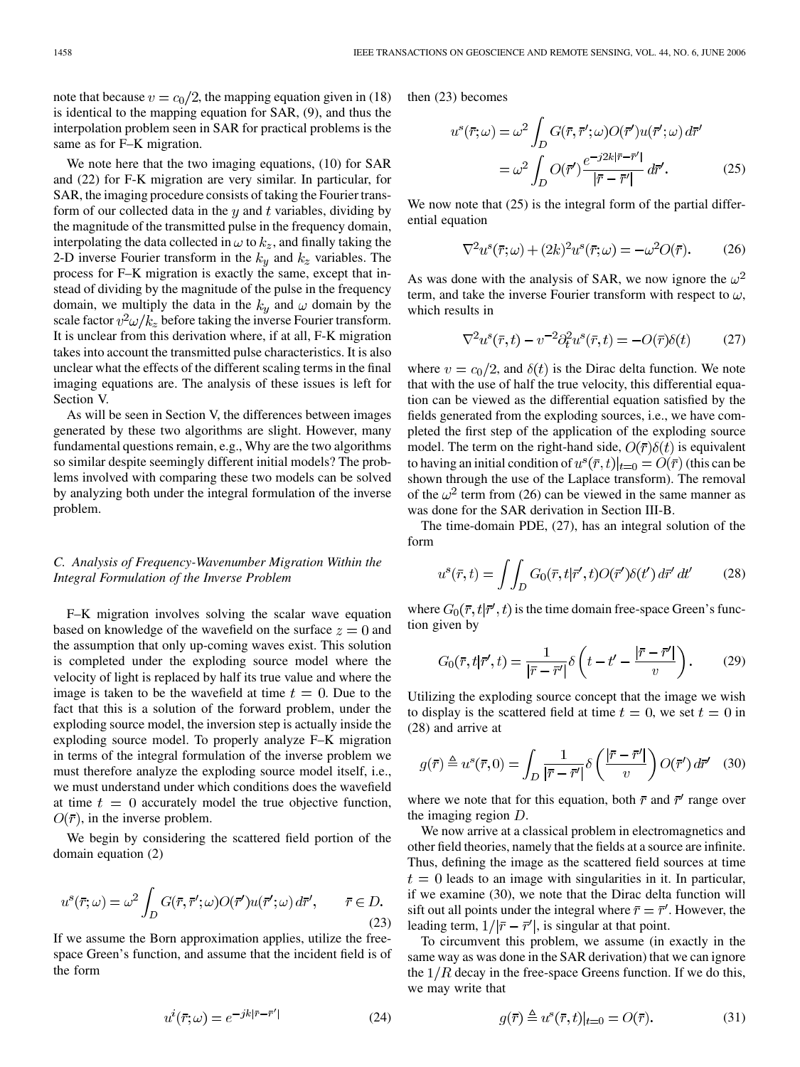note that because $v = c_0/2$, the mapping equation given in (18) is identical to the mapping equation for SAR, (9), and thus the interpolation problem seen in SAR for practical problems is the same as for F–K migration.

We note here that the two imaging equations, (10) for SAR and (22) for F-K migration are very similar. In particular, for SAR, the imaging procedure consists of taking the Fourier transform of our collected data in the $y$ and $t$ variables, dividing by the magnitude of the transmitted pulse in the frequency domain, interpolating the data collected in $\omega$ to $k_z$, and finally taking the 2-D inverse Fourier transform in the $k_y$ and $k_z$ variables. The process for F–K migration is exactly the same, except that instead of dividing by the magnitude of the pulse in the frequency domain, we multiply the data in the $k_y$ and $\omega$ domain by the scale factor $v^2\omega/k_z$ before taking the inverse Fourier transform. It is unclear from this derivation where, if at all, F-K migration takes into account the transmitted pulse characteristics. It is also unclear what the effects of the different scaling terms in the final imaging equations are. The analysis of these issues is left for Section V.

As will be seen in Section V, the differences between images generated by these two algorithms are slight. However, many fundamental questions remain, e.g., Why are the two algorithms so similar despite seemingly different initial models? The problems involved with comparing these two models can be solved by analyzing both under the integral formulation of the inverse problem.

### *C. Analysis of Frequency-Wavenumber Migration Within the Integral Formulation of the Inverse Problem*

F–K migration involves solving the scalar wave equation based on knowledge of the wavefield on the surface $z = 0$ and the assumption that only up-coming waves exist. This solution is completed under the exploding source model where the velocity of light is replaced by half its true value and where the image is taken to be the wavefield at time $t = 0$. Due to the fact that this is a solution of the forward problem, under the exploding source model, the inversion step is actually inside the exploding source model. To properly analyze F–K migration in terms of the integral formulation of the inverse problem we must therefore analyze the exploding source model itself, i.e., we must understand under which conditions does the wavefield at time $t = 0$ accurately model the true objective function, $O(\bar{r})$, in the inverse problem.

We begin by considering the scattered field portion of the domain equation (2)

$$u^s(\bar{r};\omega) = \omega^2 \int_D G(\bar{r},\bar{r}';\omega)O(\bar{r}')u(\bar{r}';\omega)\,d\bar{r}', \qquad \bar{r} \in D. \tag{23}$$

If we assume the Born approximation applies, utilize the free-space Green's function, and assume that the incident field is of the form

$$u^i(\bar{r};\omega) = e^{-jk|\bar{r}-\bar{r}'|} \tag{24}$$

then (23) becomes

$$\begin{aligned} u^s(\bar{r};\omega) &= \omega^2 \int_D G(\bar{r},\bar{r}';\omega)O(\bar{r}')u(\bar{r}';\omega)\,d\bar{r}' \\ &= \omega^2 \int_D O(\bar{r}')\frac{e^{-j2k|\bar{r}-\bar{r}'|}}{|\bar{r}-\bar{r}'|}\,d\bar{r}'. \end{aligned} \tag{25}$$

We now note that (25) is the integral form of the partial differential equation

$$\nabla^2 u^s(\bar{r};\omega) + (2k)^2 u^s(\bar{r};\omega) = -\omega^2 O(\bar{r}). \tag{26}$$

As was done with the analysis of SAR, we now ignore the $\omega^2$ term, and take the inverse Fourier transform with respect to $\omega$, which results in

$$\nabla^2 u^s(\bar{r},t) - v^{-2}\partial_t^2 u^s(\bar{r},t) = -O(\bar{r})\delta(t) \tag{27}$$

where $v = c_0/2$, and $\delta(t)$ is the Dirac delta function. We note that with the use of half the true velocity, this differential equation can be viewed as the differential equation satisfied by the fields generated from the exploding sources, i.e., we have completed the first step of the application of the exploding source model. The term on the right-hand side, $O(\bar{r})\delta(t)$ is equivalent to having an initial condition of $u^s(\bar{r},t)|_{t=0} = O(\bar{r})$ (this can be shown through the use of the Laplace transform). The removal of the $\omega^2$ term from (26) can be viewed in the same manner as was done for the SAR derivation in Section III-B.

The time-domain PDE, (27), has an integral solution of the form

$$u^s(\bar{r},t) = \int\int_D G_0(\bar{r},t|\bar{r}',t)O(\bar{r}')\delta(t')\,d\bar{r}'\,dt' \tag{28}$$

where $G_0(\bar{r},t|\bar{r}',t)$ is the time domain free-space Green's function given by

$$G_0(\bar{r},t|\bar{r}',t) = \frac{1}{|\bar{r}-\bar{r}'|}\delta\left(t - t' - \frac{|\bar{r}-\bar{r}'|}{v}\right). \tag{29}$$

Utilizing the exploding source concept that the image we wish to display is the scattered field at time $t = 0$, we set $t = 0$ in (28) and arrive at

$$g(\bar{r}) \triangleq u^s(\bar{r},0) = \int_D \frac{1}{|\bar{r}-\bar{r}'|}\delta\left(\frac{|\bar{r}-\bar{r}'|}{v}\right)O(\bar{r}')\,d\bar{r}' \tag{30}$$

where we note that for this equation, both $\bar{r}$ and $\bar{r}'$ range over the imaging region $D$.

We now arrive at a classical problem in electromagnetics and other field theories, namely that the fields at a source are infinite. Thus, defining the image as the scattered field sources at time $t = 0$ leads to an image with singularities in it. In particular, if we examine (30), we note that the Dirac delta function will sift out all points under the integral where $\bar{r} = \bar{r}'$. However, the leading term, $1/|\bar{r}-\bar{r}'|$, is singular at that point.

To circumvent this problem, we assume (in exactly in the same way as was done in the SAR derivation) that we can ignore the $1/R$ decay in the free-space Greens function. If we do this, we may write that

$$g(\bar{r}) \triangleq u^s(\bar{r},t)|_{t=0} = O(\bar{r}). \tag{31}$$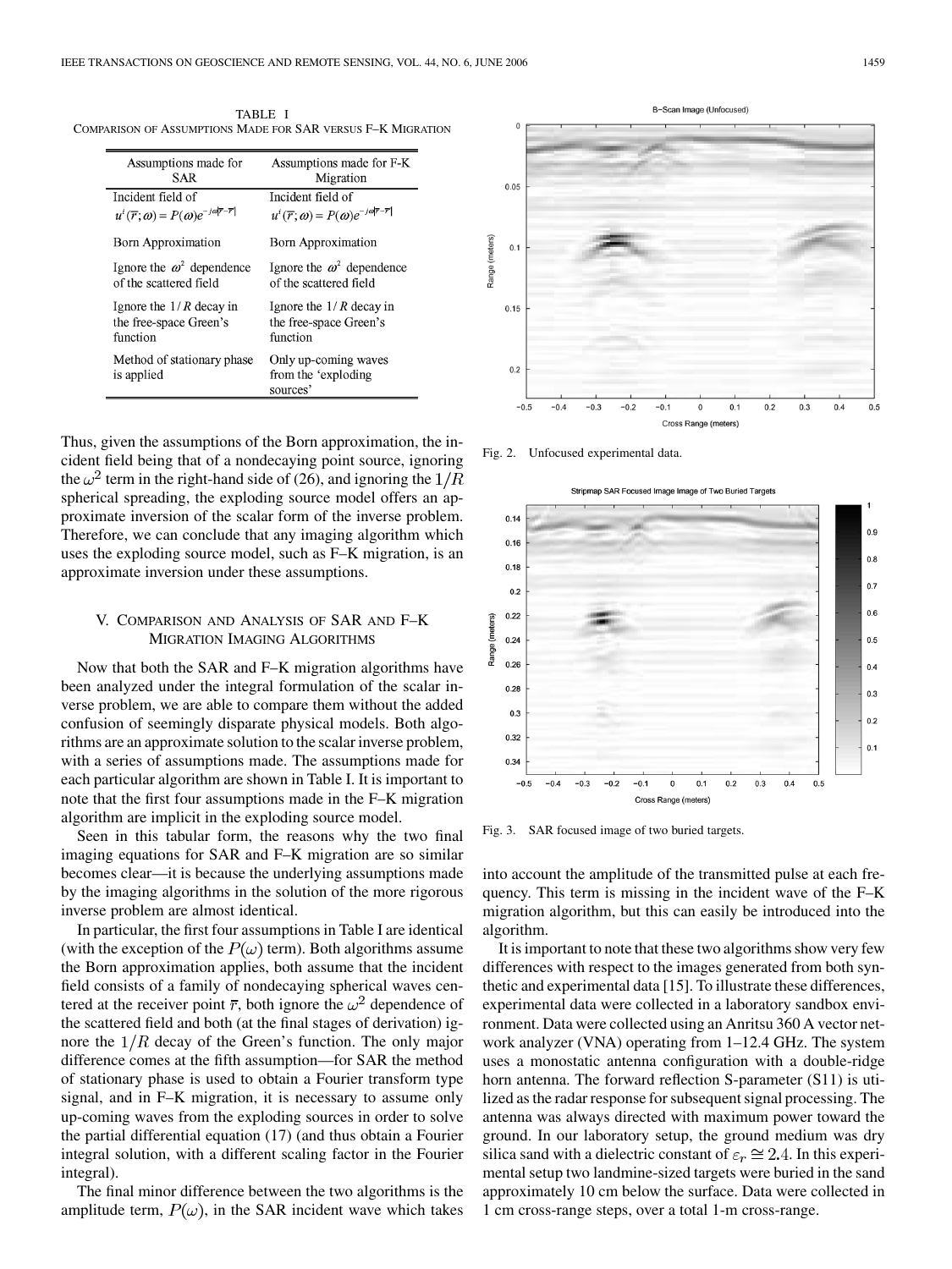TABLE I
COMPARISON OF ASSUMPTIONS MADE FOR SAR VERSUS F–K MIGRATION

| Assumptions made for SAR | Assumptions made for F-K Migration |
| --- | --- |
| Incident field of $u^i(\bar{r};\omega) = P(\omega)e^{-j\omega\|\bar{r}-\bar{r}'\|}$ | Incident field of $u^i(\bar{r};\omega) = P(\omega)e^{-j\omega\|\bar{r}-\bar{r}'\|}$ |
| Born Approximation | Born Approximation |
| Ignore the $\omega^2$ dependence of the scattered field | Ignore the $\omega^2$ dependence of the scattered field |
| Ignore the $1/R$ decay in the free-space Green's function | Ignore the $1/R$ decay in the free-space Green's function |
| Method of stationary phase is applied | Only up-coming waves from the 'exploding sources' |

Thus, given the assumptions of the Born approximation, the incident field being that of a nondecaying point source, ignoring the $\omega^2$ term in the right-hand side of (26), and ignoring the $1/R$ spherical spreading, the exploding source model offers an approximate inversion of the scalar form of the inverse problem. Therefore, we can conclude that any imaging algorithm which uses the exploding source model, such as F–K migration, is an approximate inversion under these assumptions.

## V. Comparison and Analysis of SAR and F–K Migration Imaging Algorithms

Now that both the SAR and F–K migration algorithms have been analyzed under the integral formulation of the scalar inverse problem, we are able to compare them without the added confusion of seemingly disparate physical models. Both algorithms are an approximate solution to the scalar inverse problem, with a series of assumptions made. The assumptions made for each particular algorithm are shown in Table I. It is important to note that the first four assumptions made in the F–K migration algorithm are implicit in the exploding source model.

Seen in this tabular form, the reasons why the two final imaging equations for SAR and F–K migration are so similar becomes clear—it is because the underlying assumptions made by the imaging algorithms in the solution of the more rigorous inverse problem are almost identical.

In particular, the first four assumptions in Table I are identical (with the exception of the $P(\omega)$ term). Both algorithms assume the Born approximation applies, both assume that the incident field consists of a family of nondecaying spherical waves centered at the receiver point $\bar{r}$, both ignore the $\omega^2$ dependence of the scattered field and both (at the final stages of derivation) ignore the $1/R$ decay of the Green's function. The only major difference comes at the fifth assumption—for SAR the method of stationary phase is used to obtain a Fourier transform type signal, and in F–K migration, it is necessary to assume only up-coming waves from the exploding sources in order to solve the partial differential equation (17) (and thus obtain a Fourier integral solution, with a different scaling factor in the Fourier integral).

The final minor difference between the two algorithms is the amplitude term, $P(\omega)$, in the SAR incident wave which takes into account the amplitude of the transmitted pulse at each frequency. This term is missing in the incident wave of the F–K migration algorithm, but this can easily be introduced into the algorithm.

Fig. 2. Unfocused experimental data.

Fig. 3. SAR focused image of two buried targets.

It is important to note that these two algorithms show very few differences with respect to the images generated from both synthetic and experimental data [15]. To illustrate these differences, experimental data were collected in a laboratory sandbox environment. Data were collected using an Anritsu 360 A vector network analyzer (VNA) operating from 1–12.4 GHz. The system uses a monostatic antenna configuration with a double-ridge horn antenna. The forward reflection S-parameter (S11) is utilized as the radar response for subsequent signal processing. The antenna was always directed with maximum power toward the ground. In our laboratory setup, the ground medium was dry silica sand with a dielectric constant of $\varepsilon_r \cong 2.4$. In this experimental setup two landmine-sized targets were buried in the sand approximately 10 cm below the surface. Data were collected in 1 cm cross-range steps, over a total 1-m cross-range.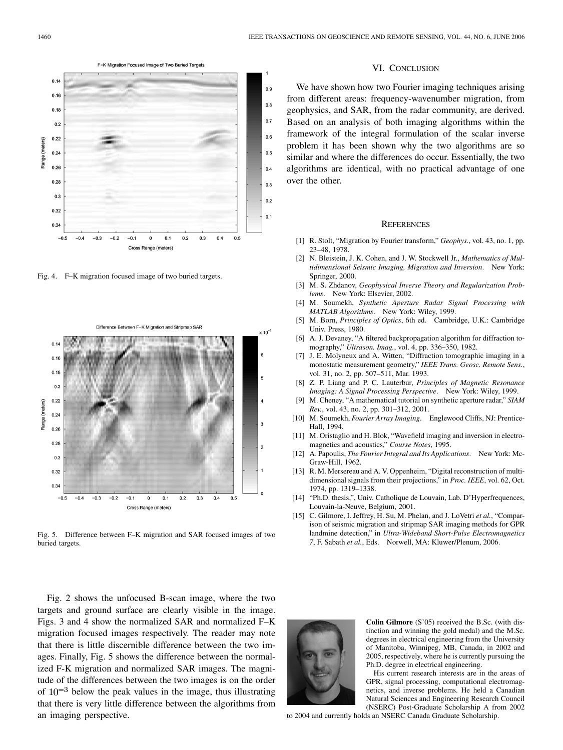Fig. 4. F–K migration focused image of two buried targets.

Fig. 5. Difference between F–K migration and SAR focused images of two buried targets.

Fig. 2 shows the unfocused B-scan image, where the two targets and ground surface are clearly visible in the image. Figs. 3 and 4 show the normalized SAR and normalized F–K migration focused images respectively. The reader may note that there is little discernible difference between the two images. Finally, Fig. 5 shows the difference between the normalized F-K migration and normalized SAR images. The magnitude of the differences between the two images is on the order of $10^{-3}$ below the peak values in the image, thus illustrating that there is very little difference between the algorithms from an imaging perspective.

## VI. Conclusion

We have shown how two Fourier imaging techniques arising from different areas: frequency-wavenumber migration, from geophysics, and SAR, from the radar community, are derived. Based on an analysis of both imaging algorithms within the framework of the integral formulation of the scalar inverse problem it has been shown why the two algorithms are so similar and where the differences do occur. Essentially, the two algorithms are identical, with no practical advantage of one over the other.

## References

[1] R. Stolt, "Migration by Fourier transform," *Geophys.*, vol. 43, no. 1, pp. 23–48, 1978.

[2] N. Bleistein, J. K. Cohen, and J. W. Stockwell Jr., *Mathematics of Multidimensional Seismic Imaging, Migration and Inversion*. New York: Springer, 2000.

[3] M. S. Zhdanov, *Geophysical Inverse Theory and Regularization Problems*. New York: Elsevier, 2002.

[4] M. Soumekh, *Synthetic Aperture Radar Signal Processing with MATLAB Algorithms*. New York: Wiley, 1999.

[5] M. Born, *Principles of Optics*, 6th ed. Cambridge, U.K.: Cambridge Univ. Press, 1980.

[6] A. J. Devaney, "A filtered backpropagation algorithm for diffraction tomography," *Ultrason. Imag.*, vol. 4, pp. 336–350, 1982.

[7] J. E. Molyneux and A. Witten, "Diffraction tomographic imaging in a monostatic measurement geometry," *IEEE Trans. Geosc. Remote Sens.*, vol. 31, no. 2, pp. 507–511, Mar. 1993.

[8] Z. P. Liang and P. C. Lauterbur, *Principles of Magnetic Resonance Imaging: A Signal Processing Perspective*. New York: Wiley, 1999.

[9] M. Cheney, "A mathematical tutorial on synthetic aperture radar," *SIAM Rev.*, vol. 43, no. 2, pp. 301–312, 2001.

[10] M. Soumekh, *Fourier Array Imaging*. Englewood Cliffs, NJ: Prentice-Hall, 1994.

[11] M. Oristaglio and H. Blok, "Wavefield imaging and inversion in electromagnetics and acoustics," *Course Notes*, 1995.

[12] A. Papoulis, *The Fourier Integral and Its Applications*. New York: McGraw-Hill, 1962.

[13] R. M. Mersereau and A. V. Oppenheim, "Digital reconstruction of multidimensional signals from their projections," in *Proc. IEEE*, vol. 62, Oct. 1974, pp. 1319–1338.

[14] "Ph.D. thesis,", Univ. Catholique de Louvain, Lab. D'Hyperfrequences, Louvain-la-Neuve, Belgium, 2001.

[15] C. Gilmore, I. Jeffrey, H. Su, M. Phelan, and J. LoVetri *et al.*, "Comparison of seismic migration and stripmap SAR imaging methods for GPR landmine detection," in *Ultra-Wideband Short-Pulse Electromagnetics 7*, F. Sabath *et al.*, Eds. Norwell, MA: Kluwer/Plenum, 2006.

**Colin Gilmore** (S'05) received the B.Sc. (with distinction and winning the gold medal) and the M.Sc. degrees in electrical engineering from the University of Manitoba, Winnipeg, MB, Canada, in 2002 and 2005, respectively, where he is currently pursuing the Ph.D. degree in electrical engineering.

His current research interests are in the areas of GPR, signal processing, computational electromagnetics, and inverse problems. He held a Canadian Natural Sciences and Engineering Research Council (NSERC) Post-Graduate Scholarship A from 2002 to 2004 and currently holds an NSERC Canada Graduate Scholarship.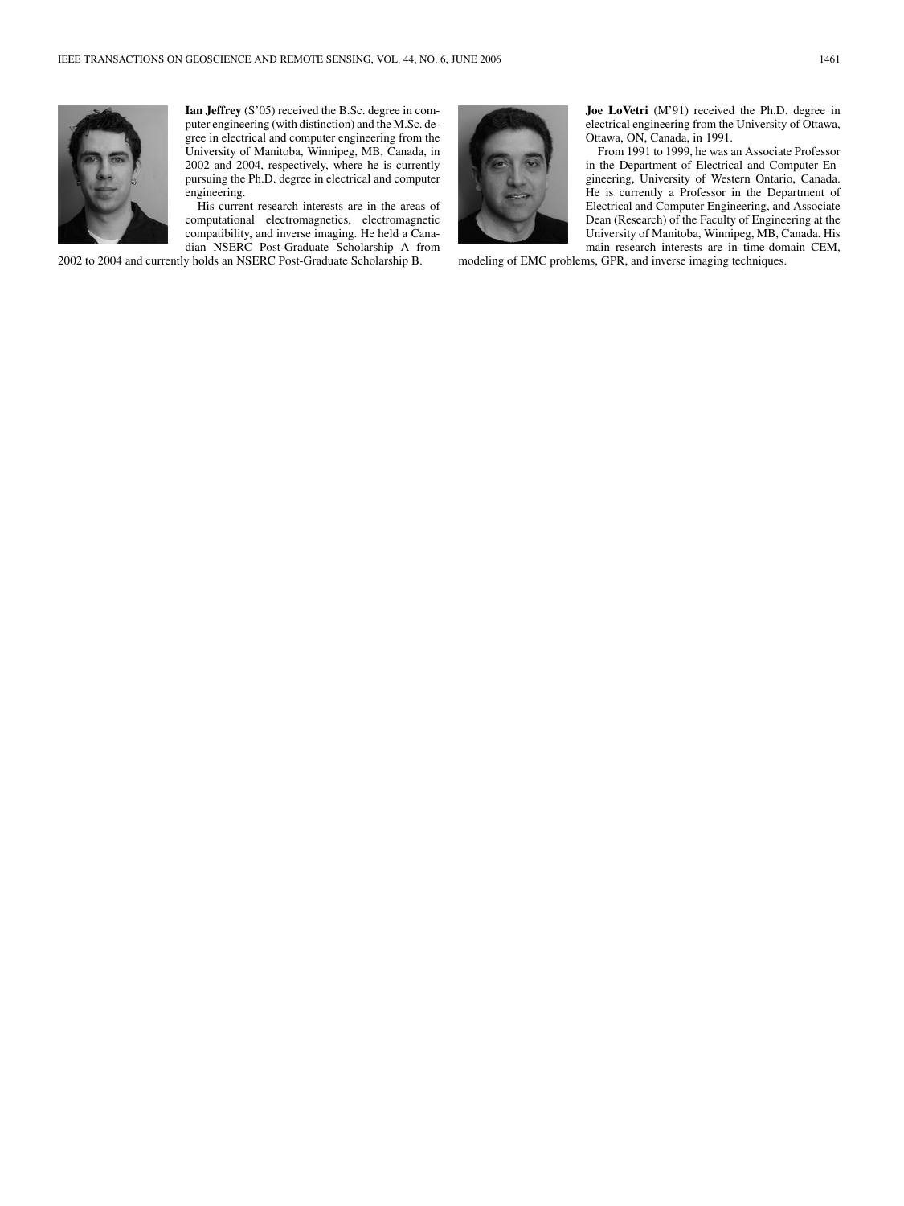**Ian Jeffrey** (S'05) received the B.Sc. degree in computer engineering (with distinction) and the M.Sc. degree in electrical and computer engineering from the University of Manitoba, Winnipeg, MB, Canada, in 2002 and 2004, respectively, where he is currently pursuing the Ph.D. degree in electrical and computer engineering.

His current research interests are in the areas of computational electromagnetics, electromagnetic compatibility, and inverse imaging. He held a Canadian NSERC Post-Graduate Scholarship A from 2002 to 2004 and currently holds an NSERC Post-Graduate Scholarship B.

**Joe LoVetri** (M'91) received the Ph.D. degree in electrical engineering from the University of Ottawa, Ottawa, ON, Canada, in 1991.

From 1991 to 1999, he was an Associate Professor in the Department of Electrical and Computer Engineering, University of Western Ontario, Canada. He is currently a Professor in the Department of Electrical and Computer Engineering, and Associate Dean (Research) of the Faculty of Engineering at the University of Manitoba, Winnipeg, MB, Canada. His main research interests are in time-domain CEM, modeling of EMC problems, GPR, and inverse imaging techniques.